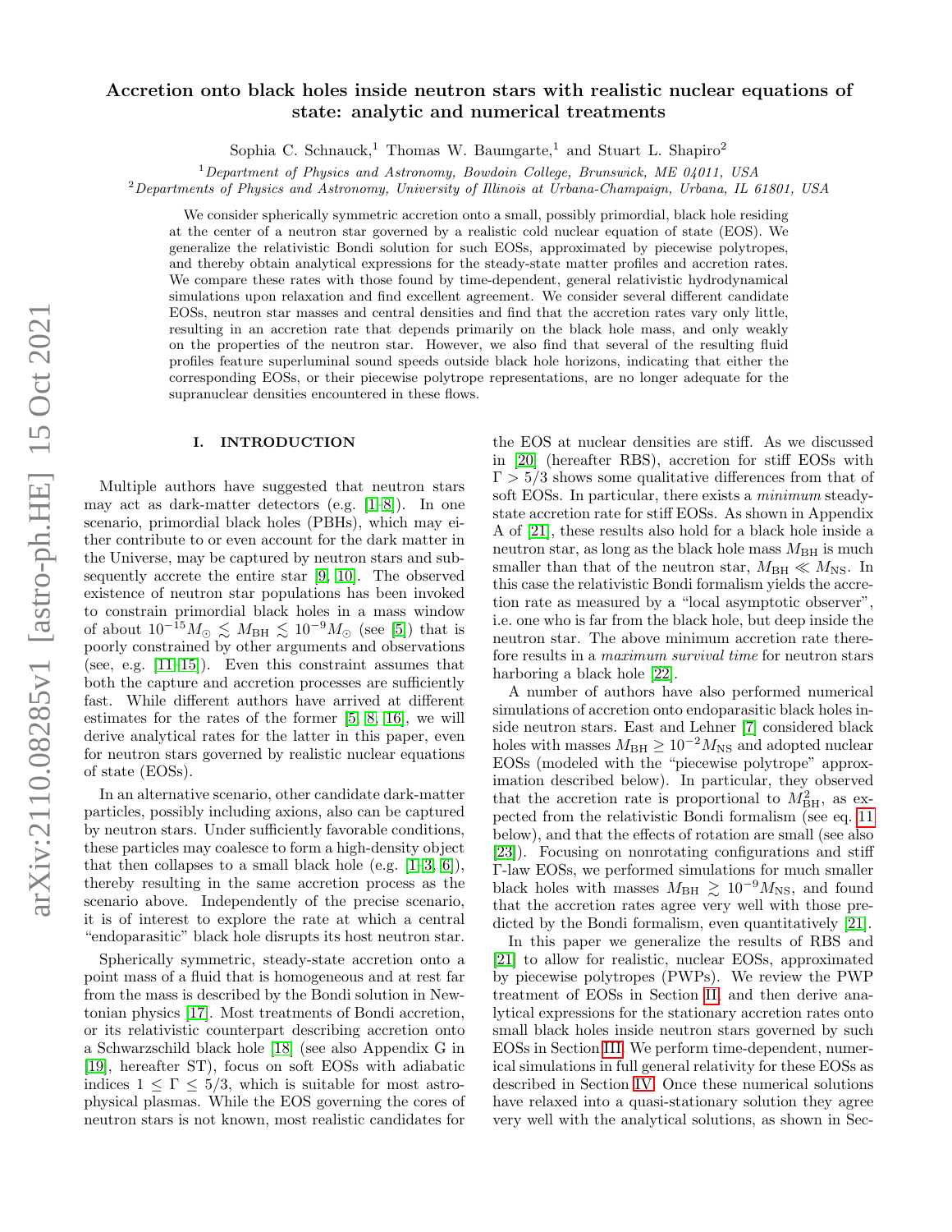# Accretion onto black holes inside neutron stars with realistic nuclear equations of state: analytic and numerical treatments

Sophia C. Schnauck,[1] Thomas W. Baumgarte,[1] and Stuart L. Shapiro[2]

[1] *Department of Physics and Astronomy, Bowdoin College, Brunswick, ME 04011, USA*
[2] *Departments of Physics and Astronomy, University of Illinois at Urbana-Champaign, Urbana, IL 61801, USA*

We consider spherically symmetric accretion onto a small, possibly primordial, black hole residing at the center of a neutron star governed by a realistic cold nuclear equation of state (EOS). We generalize the relativistic Bondi solution for such EOSs, approximated by piecewise polytropes, and thereby obtain analytical expressions for the steady-state matter profiles and accretion rates. We compare these rates with those found by time-dependent, general relativistic hydrodynamical simulations upon relaxation and find excellent agreement. We consider several different candidate EOSs, neutron star masses and central densities and find that the accretion rates vary only little, resulting in an accretion rate that depends primarily on the black hole mass, and only weakly on the properties of the neutron star. However, we also find that several of the resulting fluid profiles feature superluminal sound speeds outside black hole horizons, indicating that either the corresponding EOSs, or their piecewise polytrope representations, are no longer adequate for the supranuclear densities encountered in these flows.

## I. INTRODUCTION

Multiple authors have suggested that neutron stars may act as dark-matter detectors (e.g. [1–8]). In one scenario, primordial black holes (PBHs), which may either contribute to or even account for the dark matter in the Universe, may be captured by neutron stars and subsequently accrete the entire star [9, 10]. The observed existence of neutron star populations has been invoked to constrain primordial black holes in a mass window of about $10^{-15}M_\odot \lesssim M_{\rm BH} \lesssim 10^{-9}M_\odot$ (see [5]) that is poorly constrained by other arguments and observations (see, e.g. [11–15]). Even this constraint assumes that both the capture and accretion processes are sufficiently fast. While different authors have arrived at different estimates for the rates of the former [5, 8, 16], we will derive analytical rates for the latter in this paper, even for neutron stars governed by realistic nuclear equations of state (EOSs).

In an alternative scenario, other candidate dark-matter particles, possibly including axions, also can be captured by neutron stars. Under sufficiently favorable conditions, these particles may coalesce to form a high-density object that then collapses to a small black hole (e.g. [1–3, 6]), thereby resulting in the same accretion process as the scenario above. Independently of the precise scenario, it is of interest to explore the rate at which a central "endoparasitic" black hole disrupts its host neutron star.

Spherically symmetric, steady-state accretion onto a point mass of a fluid that is homogeneous and at rest far from the mass is described by the Bondi solution in Newtonian physics [17]. Most treatments of Bondi accretion, or its relativistic counterpart describing accretion onto a Schwarzschild black hole [18] (see also Appendix G in [19], hereafter ST), focus on soft EOSs with adiabatic indices $1 \leq \Gamma \leq 5/3$, which is suitable for most astrophysical plasmas. While the EOS governing the cores of neutron stars is not known, most realistic candidates for the EOS at nuclear densities are stiff. As we discussed in [20] (hereafter RBS), accretion for stiff EOSs with $\Gamma > 5/3$ shows some qualitative differences from that of soft EOSs. In particular, there exists a *minimum* steady-state accretion rate for stiff EOSs. As shown in Appendix A of [21], these results also hold for a black hole inside a neutron star, as long as the black hole mass $M_{\rm BH}$ is much smaller than that of the neutron star, $M_{\rm BH} \ll M_{\rm NS}$. In this case the relativistic Bondi formalism yields the accretion rate as measured by a "local asymptotic observer", i.e. one who is far from the black hole, but deep inside the neutron star. The above minimum accretion rate therefore results in a *maximum survival time* for neutron stars harboring a black hole [22].

A number of authors have also performed numerical simulations of accretion onto endoparasitic black holes inside neutron stars. East and Lehner [7] considered black holes with masses $M_{\rm BH} \geq 10^{-2}M_{\rm NS}$ and adopted nuclear EOSs (modeled with the "piecewise polytrope" approximation described below). In particular, they observed that the accretion rate is proportional to $M_{\rm BH}^2$, as expected from the relativistic Bondi formalism (see eq. 11 below), and that the effects of rotation are small (see also [23]). Focusing on nonrotating configurations and stiff $\Gamma$-law EOSs, we performed simulations for much smaller black holes with masses $M_{\rm BH} \gtrsim 10^{-9}M_{\rm NS}$, and found that the accretion rates agree very well with those predicted by the Bondi formalism, even quantitatively [21].

In this paper we generalize the results of RBS and [21] to allow for realistic, nuclear EOSs, approximated by piecewise polytropes (PWPs). We review the PWP treatment of EOSs in Section II, and then derive analytical expressions for the stationary accretion rates onto small black holes inside neutron stars governed by such EOSs in Section III. We perform time-dependent, numerical simulations in full general relativity for these EOSs as described in Section IV. Once these numerical solutions have relaxed into a quasi-stationary solution they agree very well with the analytical solutions, as shown in Sec-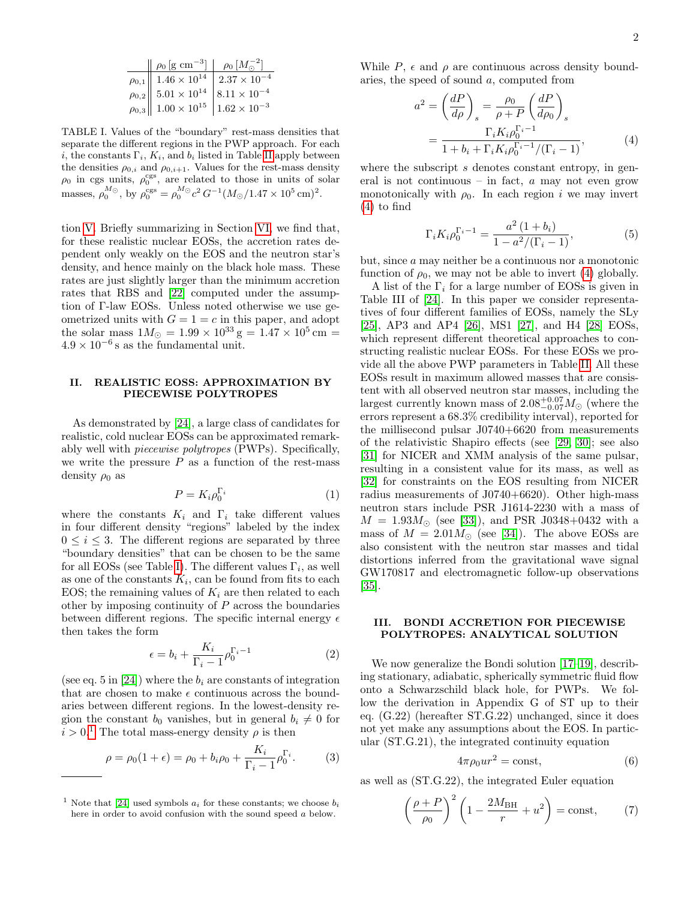| | $\rho_0$ [g cm$^{-3}$] | $\rho_0$ [$M_\odot^{-2}$] |
|---|---|---|
| $\rho_{0,1}$ | $1.46 \times 10^{14}$ | $2.37 \times 10^{-4}$ |
| $\rho_{0,2}$ | $5.01 \times 10^{14}$ | $8.11 \times 10^{-4}$ |
| $\rho_{0,3}$ | $1.00 \times 10^{15}$ | $1.62 \times 10^{-3}$ |

TABLE I. Values of the "boundary" rest-mass densities that separate the different regions in the PWP approach. For each $i$, the constants $\Gamma_i$, $K_i$, and $b_i$ listed in Table II apply between the densities $\rho_{0,i}$ and $\rho_{0,i+1}$. Values for the rest-mass density $\rho_0$ in cgs units, $\rho_0^{\rm cgs}$, are related to those in units of solar masses, $\rho_0^{M_\odot}$, by $\rho_0^{\rm cgs} = \rho_0^{M_\odot} c^2 G^{-1} (M_\odot / 1.47 \times 10^5 \, {\rm cm})^2$.

tion V. Briefly summarizing in Section VI, we find that, for these realistic nuclear EOSs, the accretion rates dependent only weakly on the EOS and the neutron star's density, and hence mainly on the black hole mass. These rates are just slightly larger than the minimum accretion rates that RBS and [22] computed under the assumption of Γ-law EOSs. Unless noted otherwise we use geometrized units with $G = 1 = c$ in this paper, and adopt the solar mass $1 M_\odot = 1.99 \times 10^{33}\,$g $= 1.47 \times 10^5\,$cm $= 4.9 \times 10^{-6}\,$s as the fundamental unit.

## II. REALISTIC EOSS: APPROXIMATION BY PIECEWISE POLYTROPES

As demonstrated by [24], a large class of candidates for realistic, cold nuclear EOSs can be approximated remarkably well with *piecewise polytropes* (PWPs). Specifically, we write the pressure $P$ as a function of the rest-mass density $\rho_0$ as

$$P = K_i \rho_0^{\Gamma_i} \tag{1}$$

where the constants $K_i$ and $\Gamma_i$ take different values in four different density "regions" labeled by the index $0 \leq i \leq 3$. The different regions are separated by three "boundary densities" that can be chosen to be the same for all EOSs (see Table I). The different values $\Gamma_i$, as well as one of the constants $K_i$, can be found from fits to each EOS; the remaining values of $K_i$ are then related to each other by imposing continuity of $P$ across the boundaries between different regions. The specific internal energy $\epsilon$ then takes the form

$$\epsilon = b_i + \frac{K_i}{\Gamma_i - 1} \rho_0^{\Gamma_i - 1} \tag{2}$$

(see eq. 5 in [24]) where the $b_i$ are constants of integration that are chosen to make $\epsilon$ continuous across the boundaries between different regions. In the lowest-density region the constant $b_0$ vanishes, but in general $b_i \neq 0$ for $i > 0$.[1] The total mass-energy density $\rho$ is then

$$\rho = \rho_0 (1 + \epsilon) = \rho_0 + b_i \rho_0 + \frac{K_i}{\Gamma_i - 1} \rho_0^{\Gamma_i}. \tag{3}$$

[1] Note that [24] used symbols $a_i$ for these constants; we choose $b_i$ here in order to avoid confusion with the sound speed $a$ below.

While $P$, $\epsilon$ and $\rho$ are continuous across density boundaries, the speed of sound $a$, computed from

$$a^2 = \left(\frac{dP}{d\rho}\right)_s = \frac{\rho_0}{\rho + P} \left(\frac{dP}{d\rho_0}\right)_s = \frac{\Gamma_i K_i \rho_0^{\Gamma_i - 1}}{1 + b_i + \Gamma_i K_i \rho_0^{\Gamma_i - 1}/(\Gamma_i - 1)}, \tag{4}$$

where the subscript $s$ denotes constant entropy, in general is not continuous – in fact, $a$ may not even grow monotonically with $\rho_0$. In each region $i$ we may invert (4) to find

$$\Gamma_i K_i \rho_0^{\Gamma_i - 1} = \frac{a^2 (1 + b_i)}{1 - a^2/(\Gamma_i - 1)}, \tag{5}$$

but, since $a$ may neither be a continuous nor a monotonic function of $\rho_0$, we may not be able to invert (4) globally.

A list of the $\Gamma_i$ for a large number of EOSs is given in Table III of [24]. In this paper we consider representatives of four different families of EOSs, namely the SLy [25], AP3 and AP4 [26], MS1 [27], and H4 [28] EOSs, which represent different theoretical approaches to constructing realistic nuclear EOSs. For these EOSs we provide all the above PWP parameters in Table II. All these EOSs result in maximum allowed masses that are consistent with all observed neutron star masses, including the largest currently known mass of $2.08^{+0.07}_{-0.07} M_\odot$ (where the errors represent a 68.3% credibility interval), reported for the millisecond pulsar J0740+6620 from measurements of the relativistic Shapiro effects (see [29, 30]; see also [31] for NICER and XMM analysis of the same pulsar, resulting in a consistent value for its mass, as well as [32] for constraints on the EOS resulting from NICER radius measurements of J0740+6620). Other high-mass neutron stars include PSR J1614-2230 with a mass of $M = 1.93 M_\odot$ (see [33]), and PSR J0348+0432 with a mass of $M = 2.01 M_\odot$ (see [34]). The above EOSs are also consistent with the neutron star masses and tidal distortions inferred from the gravitational wave signal GW170817 and electromagnetic follow-up observations [35].

## III. BONDI ACCRETION FOR PIECEWISE POLYTROPES: ANALYTICAL SOLUTION

We now generalize the Bondi solution [17–19], describing stationary, adiabatic, spherically symmetric fluid flow onto a Schwarzschild black hole, for PWPs. We follow the derivation in Appendix G of ST up to their eq. (G.22) (hereafter ST.G.22) unchanged, since it does not yet make any assumptions about the EOS. In particular (ST.G.21), the integrated continuity equation

$$4 \pi \rho_0 u r^2 = {\rm const}, \tag{6}$$

as well as (ST.G.22), the integrated Euler equation

$$\left(\frac{\rho + P}{\rho_0}\right)^2 \left(1 - \frac{2 M_{\rm BH}}{r} + u^2\right) = {\rm const}, \tag{7}$$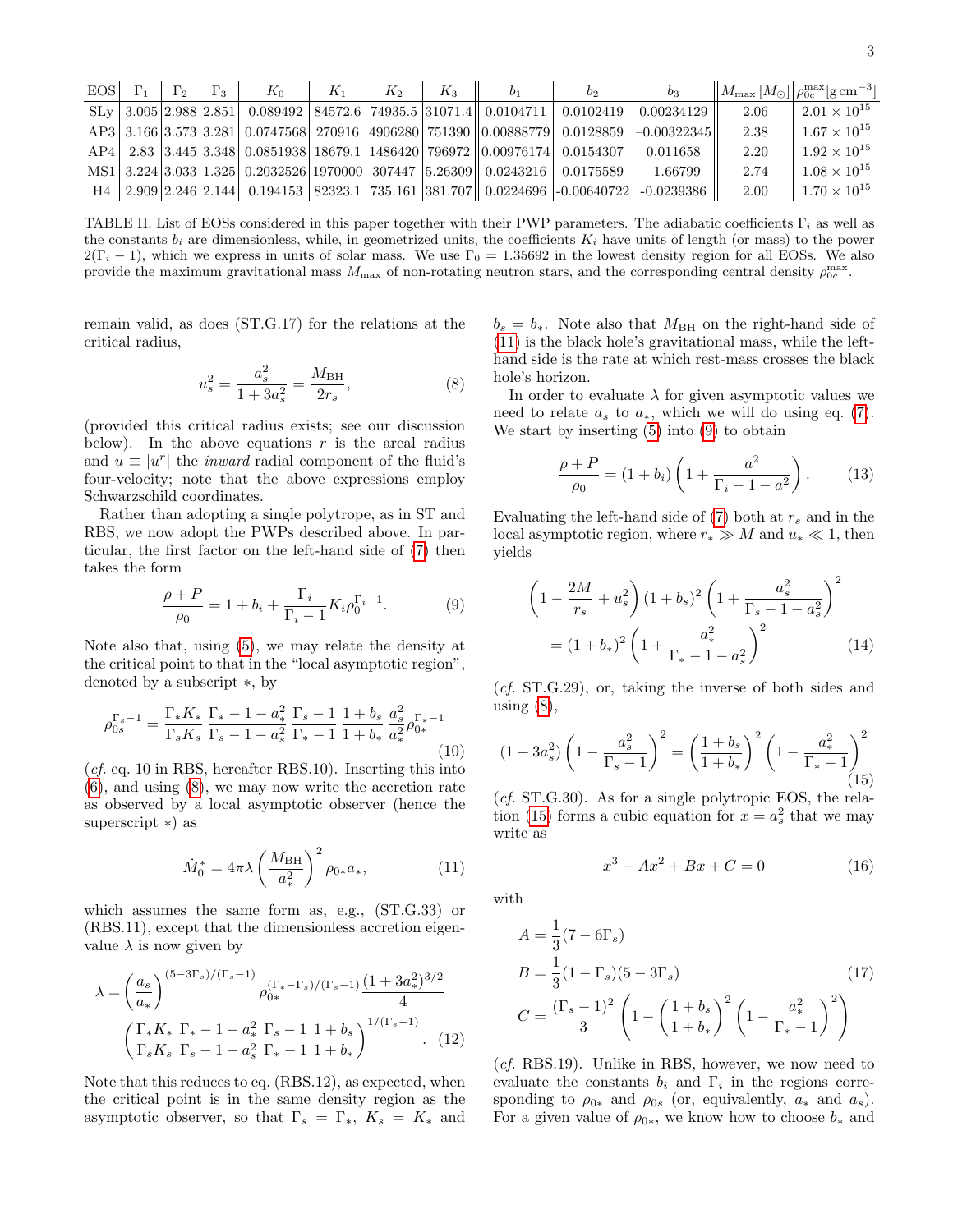| EOS | $\Gamma_1$ | $\Gamma_2$ | $\Gamma_3$ | $K_0$ | $K_1$ | $K_2$ | $K_3$ | $b_1$ | $b_2$ | $b_3$ | $M_{\max}\,[M_\odot]$ | $\rho_{0c}^{\max}[\mathrm{g\,cm^{-3}}]$ |
|---|---|---|---|---|---|---|---|---|---|---|---|---|
| SLy | 3.005 | 2.988 | 2.851 | 0.089492 | 84572.6 | 74935.5 | 31071.4 | 0.0104711 | 0.0102419 | 0.00234129 | 2.06 | $2.01\times10^{15}$ |
| AP3 | 3.166 | 3.573 | 3.281 | 0.0747568 | 270916 | 4906280 | 751390 | 0.00888779 | 0.0128859 | −0.00322345 | 2.38 | $1.67\times10^{15}$ |
| AP4 | 2.83 | 3.445 | 3.348 | 0.0851938 | 18679.1 | 1486420 | 796972 | 0.00976174 | 0.0154307 | 0.011658 | 2.20 | $1.92\times10^{15}$ |
| MS1 | 3.224 | 3.033 | 1.325 | 0.2032526 | 1970000 | 307447 | 5.26309 | 0.0243216 | 0.0175589 | −1.66799 | 2.74 | $1.08\times10^{15}$ |
| H4 | 2.909 | 2.246 | 2.144 | 0.194153 | 82323.1 | 735.161 | 381.707 | 0.0224696 | -0.00640722 | -0.0239386 | 2.00 | $1.70\times10^{15}$ |

TABLE II. List of EOSs considered in this paper together with their PWP parameters. The adiabatic coefficients $\Gamma_i$ as well as the constants $b_i$ are dimensionless, while, in geometrized units, the coefficients $K_i$ have units of length (or mass) to the power $2(\Gamma_i - 1)$, which we express in units of solar mass. We use $\Gamma_0 = 1.35692$ in the lowest density region for all EOSs. We also provide the maximum gravitational mass $M_{\max}$ of non-rotating neutron stars, and the corresponding central density $\rho_{0c}^{\max}$.

remain valid, as does (ST.G.17) for the relations at the critical radius,

$$u_s^2 = \frac{a_s^2}{1+3a_s^2} = \frac{M_{\rm BH}}{2r_s}, \tag{8}$$

(provided this critical radius exists; see our discussion below). In the above equations $r$ is the areal radius and $u \equiv |u^r|$ the *inward* radial component of the fluid's four-velocity; note that the above expressions employ Schwarzschild coordinates.

Rather than adopting a single polytrope, as in ST and RBS, we now adopt the PWPs described above. In particular, the first factor on the left-hand side of (7) then takes the form

$$\frac{\rho+P}{\rho_0} = 1 + b_i + \frac{\Gamma_i}{\Gamma_i - 1} K_i \rho_0^{\Gamma_i - 1}. \tag{9}$$

Note also that, using (5), we may relate the density at the critical point to that in the "local asymptotic region", denoted by a subscript $*$, by

$$\rho_{0s}^{\Gamma_s-1} = \frac{\Gamma_* K_*}{\Gamma_s K_s}\,\frac{\Gamma_*-1-a_*^2}{\Gamma_s-1-a_s^2}\,\frac{\Gamma_s-1}{\Gamma_*-1}\,\frac{1+b_s}{1+b_*}\,\frac{a_s^2}{a_*^2}\,\rho_{0*}^{\Gamma_*-1} \tag{10}$$

(*cf.* eq. 10 in RBS, hereafter RBS.10). Inserting this into (6), and using (8), we may now write the accretion rate as observed by a local asymptotic observer (hence the superscript $*$) as

$$\dot{M}_0^* = 4\pi\lambda \left(\frac{M_{\rm BH}}{a_*^2}\right)^2 \rho_{0*} a_*, \tag{11}$$

which assumes the same form as, e.g., (ST.G.33) or (RBS.11), except that the dimensionless accretion eigenvalue $\lambda$ is now given by

$$\lambda = \left(\frac{a_s}{a_*}\right)^{(5-3\Gamma_s)/(\Gamma_s-1)} \rho_{0*}^{(\Gamma_*-\Gamma_s)/(\Gamma_s-1)} \frac{(1+3a_*^2)^{3/2}}{4} \left(\frac{\Gamma_* K_*}{\Gamma_s K_s}\,\frac{\Gamma_*-1-a_*^2}{\Gamma_s-1-a_s^2}\,\frac{\Gamma_s-1}{\Gamma_*-1}\,\frac{1+b_s}{1+b_*}\right)^{1/(\Gamma_s-1)}. \tag{12}$$

Note that this reduces to eq. (RBS.12), as expected, when the critical point is in the same density region as the asymptotic observer, so that $\Gamma_s = \Gamma_*$, $K_s = K_*$ and $b_s = b_*$. Note also that $M_{\rm BH}$ on the right-hand side of (11) is the black hole's gravitational mass, while the left-hand side is the rate at which rest-mass crosses the black hole's horizon.

In order to evaluate $\lambda$ for given asymptotic values we need to relate $a_s$ to $a_*$, which we will do using eq. (7). We start by inserting (5) into (9) to obtain

$$\frac{\rho+P}{\rho_0} = (1+b_i)\left(1 + \frac{a^2}{\Gamma_i - 1 - a^2}\right). \tag{13}$$

Evaluating the left-hand side of (7) both at $r_s$ and in the local asymptotic region, where $r_* \gg M$ and $u_* \ll 1$, then yields

$$\left(1 - \frac{2M}{r_s} + u_s^2\right)(1+b_s)^2\left(1+\frac{a_s^2}{\Gamma_s-1-a_s^2}\right)^2 = (1+b_*)^2\left(1+\frac{a_*^2}{\Gamma_*-1-a_s^2}\right)^2 \tag{14}$$

(*cf.* ST.G.29), or, taking the inverse of both sides and using (8),

$$(1+3a_s^2)\left(1-\frac{a_s^2}{\Gamma_s-1}\right)^2 = \left(\frac{1+b_s}{1+b_*}\right)^2\left(1-\frac{a_*^2}{\Gamma_*-1}\right)^2 \tag{15}$$

(*cf.* ST.G.30). As for a single polytropic EOS, the relation (15) forms a cubic equation for $x = a_s^2$ that we may write as

$$x^3 + Ax^2 + Bx + C = 0 \tag{16}$$

with

$$\begin{aligned} A &= \frac{1}{3}(7 - 6\Gamma_s) \\ B &= \frac{1}{3}(1-\Gamma_s)(5-3\Gamma_s) \\ C &= \frac{(\Gamma_s-1)^2}{3}\left(1 - \left(\frac{1+b_s}{1+b_*}\right)^2\left(1-\frac{a_*^2}{\Gamma_*-1}\right)^2\right) \end{aligned} \tag{17}$$

(*cf.* RBS.19). Unlike in RBS, however, we now need to evaluate the constants $b_i$ and $\Gamma_i$ in the regions corresponding to $\rho_{0*}$ and $\rho_{0s}$ (or, equivalently, $a_*$ and $a_s$). For a given value of $\rho_{0*}$, we know how to choose $b_*$ and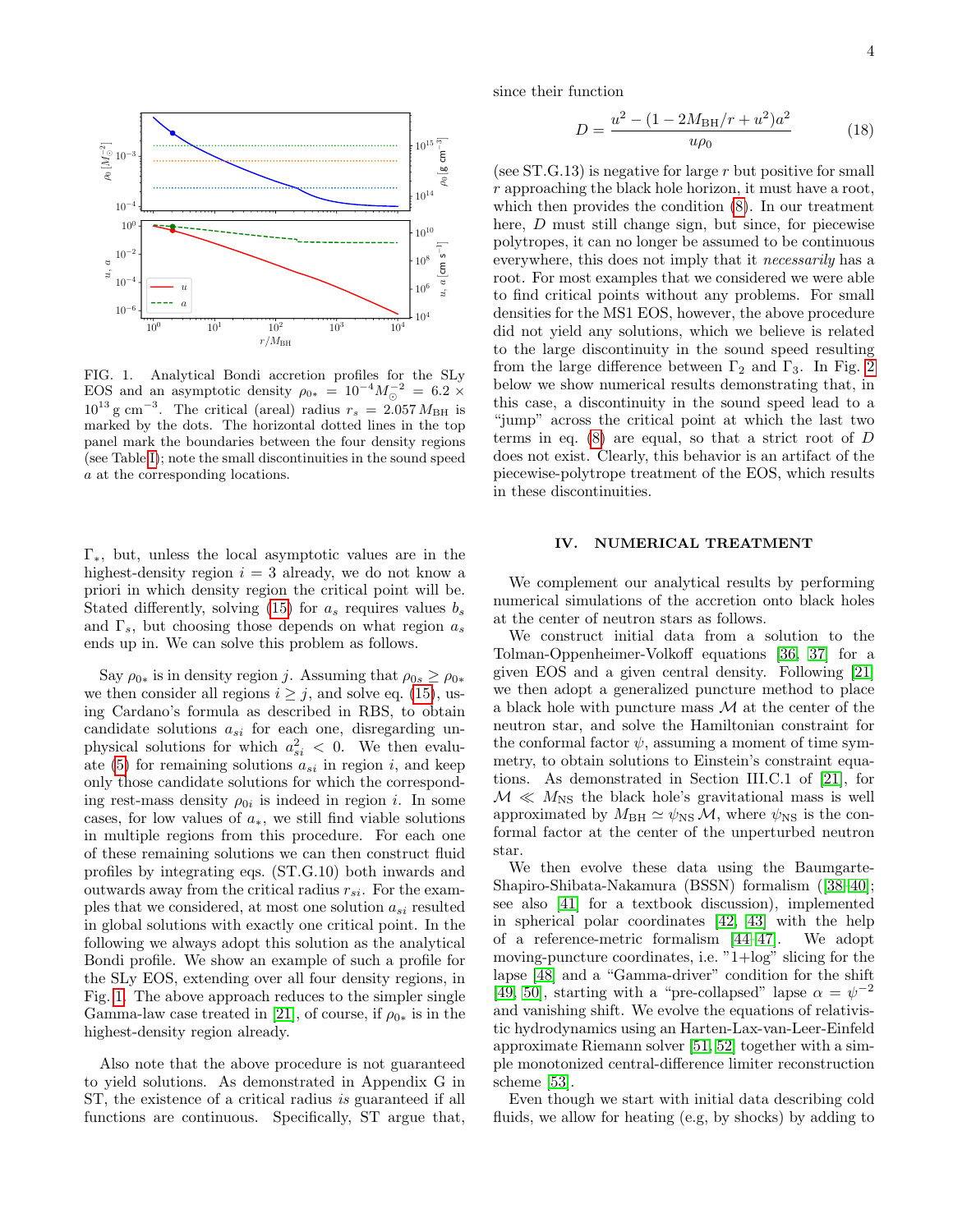FIG. 1. Analytical Bondi accretion profiles for the SLy EOS and an asymptotic density $\rho_{0*} = 10^{-4} M_\odot^{-2} = 6.2 \times 10^{13}\,\mathrm{g\,cm^{-3}}$. The critical (areal) radius $r_s = 2.057\, M_{\rm BH}$ is marked by the dots. The horizontal dotted lines in the top panel mark the boundaries between the four density regions (see Table I); note the small discontinuities in the sound speed $a$ at the corresponding locations.

$\Gamma_*$, but, unless the local asymptotic values are in the highest-density region $i = 3$ already, we do not know a priori in which density region the critical point will be. Stated differently, solving (15) for $a_s$ requires values $b_s$ and $\Gamma_s$, but choosing those depends on what region $a_s$ ends up in. We can solve this problem as follows.

Say $\rho_{0*}$ is in density region $j$. Assuming that $\rho_{0s} \geq \rho_{0*}$ we then consider all regions $i \geq j$, and solve eq. (15), using Cardano's formula as described in RBS, to obtain candidate solutions $a_{si}$ for each one, disregarding unphysical solutions for which $a_{si}^2 < 0$. We then evaluate (5) for remaining solutions $a_{si}$ in region $i$, and keep only those candidate solutions for which the corresponding rest-mass density $\rho_{0i}$ is indeed in region $i$. In some cases, for low values of $a_*$, we still find viable solutions in multiple regions from this procedure. For each one of these remaining solutions we can then construct fluid profiles by integrating eqs. (ST.G.10) both inwards and outwards away from the critical radius $r_{si}$. For the examples that we considered, at most one solution $a_{si}$ resulted in global solutions with exactly one critical point. In the following we always adopt this solution as the analytical Bondi profile. We show an example of such a profile for the SLy EOS, extending over all four density regions, in Fig. 1. The above approach reduces to the simpler single Gamma-law case treated in [21], of course, if $\rho_{0*}$ is in the highest-density region already.

Also note that the above procedure is not guaranteed to yield solutions. As demonstrated in Appendix G in ST, the existence of a critical radius *is* guaranteed if all functions are continuous. Specifically, ST argue that, since their function

$$D = \frac{u^2 - (1 - 2M_{\rm BH}/r + u^2)a^2}{u\rho_0} \tag{18}$$

(see ST.G.13) is negative for large $r$ but positive for small $r$ approaching the black hole horizon, it must have a root, which then provides the condition (8). In our treatment here, $D$ must still change sign, but since, for piecewise polytropes, it can no longer be assumed to be continuous everywhere, this does not imply that it *necessarily* has a root. For most examples that we considered we were able to find critical points without any problems. For small densities for the MS1 EOS, however, the above procedure did not yield any solutions, which we believe is related to the large discontinuity in the sound speed resulting from the large difference between $\Gamma_2$ and $\Gamma_3$. In Fig. 2 below we show numerical results demonstrating that, in this case, a discontinuity in the sound speed lead to a "jump" across the critical point at which the last two terms in eq. (8) are equal, so that a strict root of $D$ does not exist. Clearly, this behavior is an artifact of the piecewise-polytrope treatment of the EOS, which results in these discontinuities.

## IV. NUMERICAL TREATMENT

We complement our analytical results by performing numerical simulations of the accretion onto black holes at the center of neutron stars as follows.

We construct initial data from a solution to the Tolman-Oppenheimer-Volkoff equations [36, 37] for a given EOS and a given central density. Following [21] we then adopt a generalized puncture method to place a black hole with puncture mass $\mathcal{M}$ at the center of the neutron star, and solve the Hamiltonian constraint for the conformal factor $\psi$, assuming a moment of time symmetry, to obtain solutions to Einstein's constraint equations. As demonstrated in Section III.C.1 of [21], for $\mathcal{M} \ll M_{\rm NS}$ the black hole's gravitational mass is well approximated by $M_{\rm BH} \simeq \psi_{\rm NS}\,\mathcal{M}$, where $\psi_{\rm NS}$ is the conformal factor at the center of the unperturbed neutron star.

We then evolve these data using the Baumgarte-Shapiro-Shibata-Nakamura (BSSN) formalism ([38–40]; see also [41] for a textbook discussion), implemented in spherical polar coordinates [42, 43] with the help of a reference-metric formalism [44–47]. We adopt moving-puncture coordinates, i.e. "1+log" slicing for the lapse [48] and a "Gamma-driver" condition for the shift [49, 50], starting with a "pre-collapsed" lapse $\alpha = \psi^{-2}$ and vanishing shift. We evolve the equations of relativistic hydrodynamics using an Harten-Lax-van-Leer-Einfeld approximate Riemann solver [51, 52] together with a simple monotonized central-difference limiter reconstruction scheme [53].

Even though we start with initial data describing cold fluids, we allow for heating (e.g, by shocks) by adding to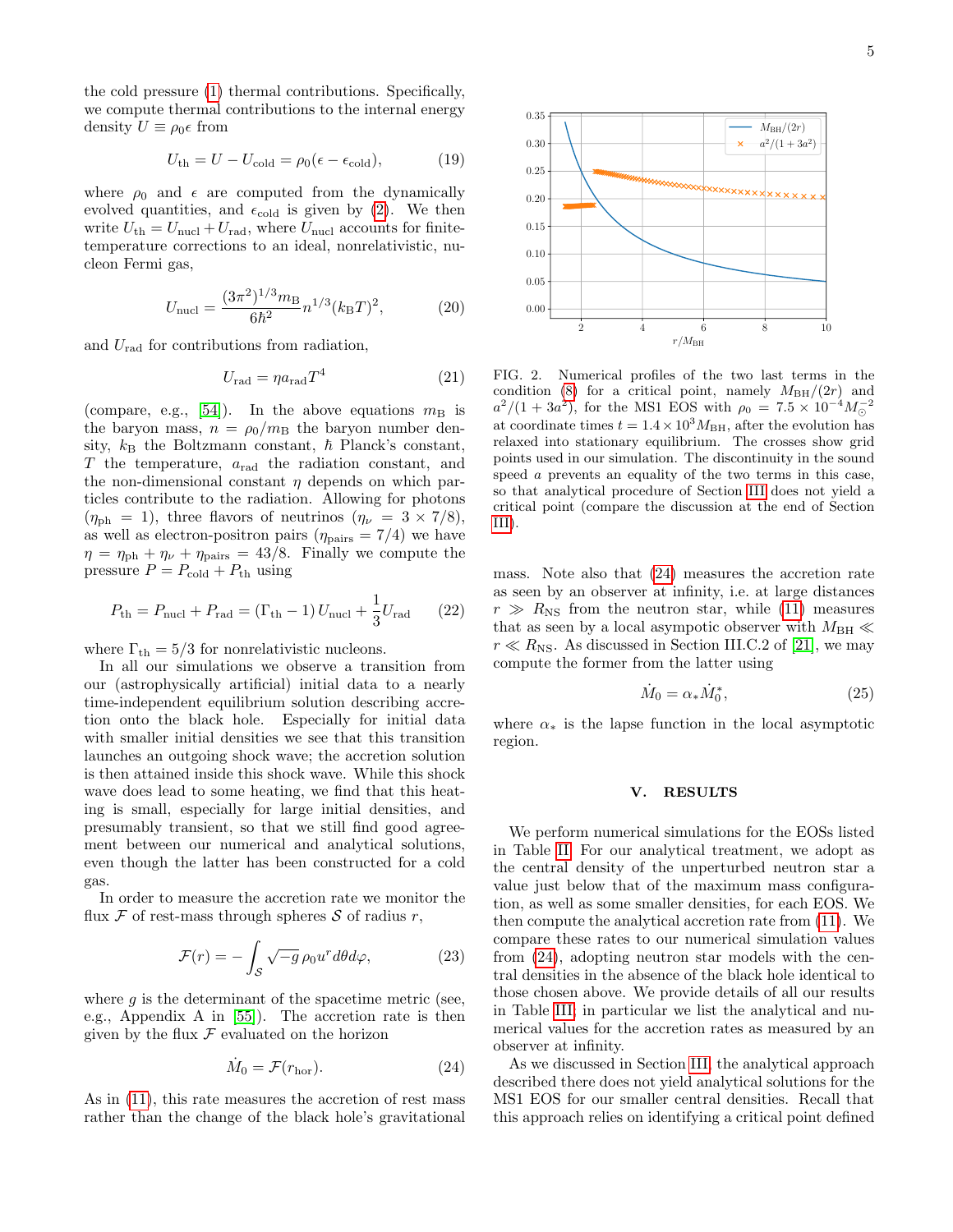the cold pressure (1) thermal contributions. Specifically, we compute thermal contributions to the internal energy density $U \equiv \rho_0 \epsilon$ from

$$U_{\rm th} = U - U_{\rm cold} = \rho_0(\epsilon - \epsilon_{\rm cold}), \tag{19}$$

where $\rho_0$ and $\epsilon$ are computed from the dynamically evolved quantities, and $\epsilon_{\rm cold}$ is given by (2). We then write $U_{\rm th} = U_{\rm nucl} + U_{\rm rad}$, where $U_{\rm nucl}$ accounts for finite-temperature corrections to an ideal, nonrelativistic, nucleon Fermi gas,

$$U_{\rm nucl} = \frac{(3\pi^2)^{1/3} m_{\rm B}}{6\hbar^2} n^{1/3} (k_{\rm B} T)^2, \tag{20}$$

and $U_{\rm rad}$ for contributions from radiation,

$$U_{\rm rad} = \eta a_{\rm rad} T^4 \tag{21}$$

(compare, e.g., [54]). In the above equations $m_{\rm B}$ is the baryon mass, $n = \rho_0/m_{\rm B}$ the baryon number density, $k_{\rm B}$ the Boltzmann constant, $\hbar$ Planck's constant, $T$ the temperature, $a_{\rm rad}$ the radiation constant, and the non-dimensional constant $\eta$ depends on which particles contribute to the radiation. Allowing for photons ($\eta_{\rm ph} = 1$), three flavors of neutrinos ($\eta_\nu = 3 \times 7/8$), as well as electron-positron pairs ($\eta_{\rm pairs} = 7/4$) we have $\eta = \eta_{\rm ph} + \eta_\nu + \eta_{\rm pairs} = 43/8$. Finally we compute the pressure $P = P_{\rm cold} + P_{\rm th}$ using

$$P_{\rm th} = P_{\rm nucl} + P_{\rm rad} = (\Gamma_{\rm th} - 1)\, U_{\rm nucl} + \frac{1}{3} U_{\rm rad} \tag{22}$$

where $\Gamma_{\rm th} = 5/3$ for nonrelativistic nucleons.

In all our simulations we observe a transition from our (astrophysically artificial) initial data to a nearly time-independent equilibrium solution describing accretion onto the black hole. Especially for initial data with smaller initial densities we see that this transition launches an outgoing shock wave; the accretion solution is then attained inside this shock wave. While this shock wave does lead to some heating, we find that this heating is small, especially for large initial densities, and presumably transient, so that we still find good agreement between our numerical and analytical solutions, even though the latter has been constructed for a cold gas.

In order to measure the accretion rate we monitor the flux $\mathcal{F}$ of rest-mass through spheres $\mathcal{S}$ of radius $r$,

$$\mathcal{F}(r) = -\int_{\mathcal{S}} \sqrt{-g}\, \rho_0 u^r d\theta d\varphi, \tag{23}$$

where $g$ is the determinant of the spacetime metric (see, e.g., Appendix A in [55]). The accretion rate is then given by the flux $\mathcal{F}$ evaluated on the horizon

$$\dot{M}_0 = \mathcal{F}(r_{\rm hor}). \tag{24}$$

As in (11), this rate measures the accretion of rest mass rather than the change of the black hole's gravitational mass. Note also that (24) measures the accretion rate as seen by an observer at infinity, i.e. at large distances $r \gg R_{\rm NS}$ from the neutron star, while (11) measures that as seen by a local asympotic observer with $M_{\rm BH} \ll r \ll R_{\rm NS}$. As discussed in Section III.C.2 of [21], we may compute the former from the latter using

$$\dot{M}_0 = \alpha_* \dot{M}_0^*, \tag{25}$$

where $\alpha_*$ is the lapse function in the local asymptotic region.

FIG. 2. Numerical profiles of the two last terms in the condition (8) for a critical point, namely $M_{\rm BH}/(2r)$ and $a^2/(1+3a^2)$, for the MS1 EOS with $\rho_0 = 7.5 \times 10^{-4} M_\odot^{-2}$ at coordinate times $t = 1.4 \times 10^3 M_{\rm BH}$, after the evolution has relaxed into stationary equilibrium. The crosses show grid points used in our simulation. The discontinuity in the sound speed $a$ prevents an equality of the two terms in this case, so that analytical procedure of Section III does not yield a critical point (compare the discussion at the end of Section III).

## V. RESULTS

We perform numerical simulations for the EOSs listed in Table II. For our analytical treatment, we adopt as the central density of the unperturbed neutron star a value just below that of the maximum mass configuration, as well as some smaller densities, for each EOS. We then compute the analytical accretion rate from (11). We compare these rates to our numerical simulation values from (24), adopting neutron star models with the central densities in the absence of the black hole identical to those chosen above. We provide details of all our results in Table III; in particular we list the analytical and numerical values for the accretion rates as measured by an observer at infinity.

As we discussed in Section III, the analytical approach described there does not yield analytical solutions for the MS1 EOS for our smaller central densities. Recall that this approach relies on identifying a critical point defined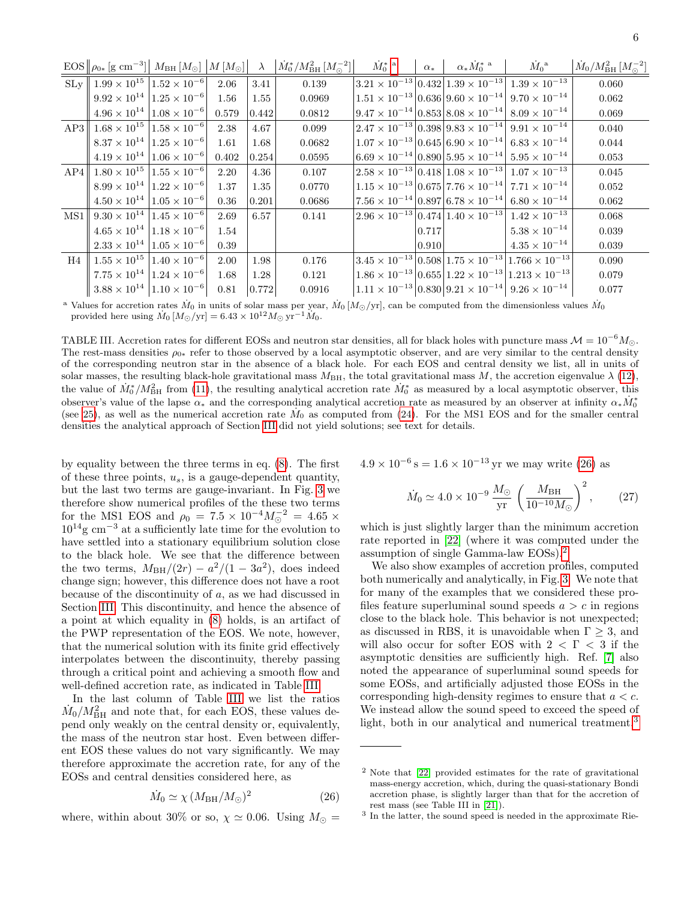| EOS | $\rho_{0*}$ [g cm$^{-3}$] | $M_{\rm BH}\,[M_\odot]$ | $M\,[M_\odot]$ | $\lambda$ | $\dot{M}_0^*/M_{\rm BH}^2\,[M_\odot^{-2}]$ | $\dot{M}_0^*$ [a] | $\alpha_*$ | $\alpha_*\dot{M}_0^*$ [a] | $\dot{M}_0$ [a] | $\dot{M}_0/M_{\rm BH}^2\,[M_\odot^{-2}]$ |
|---|---|---|---|---|---|---|---|---|---|---|
| SLy | $1.99\times10^{15}$ | $1.52\times10^{-6}$ | 2.06 | 3.41 | 0.139 | $3.21\times10^{-13}$ | 0.432 | $1.39\times10^{-13}$ | $1.39\times10^{-13}$ | 0.060 |
| | $9.92\times10^{14}$ | $1.25\times10^{-6}$ | 1.56 | 1.55 | 0.0969 | $1.51\times10^{-13}$ | 0.636 | $9.60\times10^{-14}$ | $9.70\times10^{-14}$ | 0.062 |
| | $4.96\times10^{14}$ | $1.08\times10^{-6}$ | 0.579 | 0.442 | 0.0812 | $9.47\times10^{-14}$ | 0.853 | $8.08\times10^{-14}$ | $8.09\times10^{-14}$ | 0.069 |
| AP3 | $1.68\times10^{15}$ | $1.58\times10^{-6}$ | 2.38 | 4.67 | 0.099 | $2.47\times10^{-13}$ | 0.398 | $9.83\times10^{-14}$ | $9.91\times10^{-14}$ | 0.040 |
| | $8.37\times10^{14}$ | $1.25\times10^{-6}$ | 1.61 | 1.68 | 0.0682 | $1.07\times10^{-13}$ | 0.645 | $6.90\times10^{-14}$ | $6.83\times10^{-14}$ | 0.044 |
| | $4.19\times10^{14}$ | $1.06\times10^{-6}$ | 0.402 | 0.254 | 0.0595 | $6.69\times10^{-14}$ | 0.890 | $5.95\times10^{-14}$ | $5.95\times10^{-14}$ | 0.053 |
| AP4 | $1.80\times10^{15}$ | $1.55\times10^{-6}$ | 2.20 | 4.36 | 0.107 | $2.58\times10^{-13}$ | 0.418 | $1.08\times10^{-13}$ | $1.07\times10^{-13}$ | 0.045 |
| | $8.99\times10^{14}$ | $1.22\times10^{-6}$ | 1.37 | 1.35 | 0.0770 | $1.15\times10^{-13}$ | 0.675 | $7.76\times10^{-14}$ | $7.71\times10^{-14}$ | 0.052 |
| | $4.50\times10^{14}$ | $1.05\times10^{-6}$ | 0.36 | 0.201 | 0.0686 | $7.56\times10^{-14}$ | 0.897 | $6.78\times10^{-14}$ | $6.80\times10^{-14}$ | 0.062 |
| MS1 | $9.30\times10^{14}$ | $1.45\times10^{-6}$ | 2.69 | 6.57 | 0.141 | $2.96\times10^{-13}$ | 0.474 | $1.40\times10^{-13}$ | $1.42\times10^{-13}$ | 0.068 |
| | $4.65\times10^{14}$ | $1.18\times10^{-6}$ | 1.54 | | | | 0.717 | | $5.38\times10^{-14}$ | 0.039 |
| | $2.33\times10^{14}$ | $1.05\times10^{-6}$ | 0.39 | | | | 0.910 | | $4.35\times10^{-14}$ | 0.039 |
| H4 | $1.55\times10^{15}$ | $1.40\times10^{-6}$ | 2.00 | 1.98 | 0.176 | $3.45\times10^{-13}$ | 0.508 | $1.75\times10^{-13}$ | $1.766\times10^{-13}$ | 0.090 |
| | $7.75\times10^{14}$ | $1.24\times10^{-6}$ | 1.68 | 1.28 | 0.121 | $1.86\times10^{-13}$ | 0.655 | $1.22\times10^{-13}$ | $1.213\times10^{-13}$ | 0.079 |
| | $3.88\times10^{14}$ | $1.10\times10^{-6}$ | 0.81 | 0.772 | 0.0916 | $1.11\times10^{-13}$ | 0.830 | $9.21\times10^{-14}$ | $9.26\times10^{-14}$ | 0.077 |

[a] Values for accretion rates $\dot{M}_0$ in units of solar mass per year, $\dot{M}_0\,[M_\odot/{\rm yr}]$, can be computed from the dimensionless values $\dot{M}_0$ provided here using $\dot{M}_0\,[M_\odot/{\rm yr}] = 6.43\times10^{12}M_\odot\,{\rm yr}^{-1}\dot{M}_0$.

TABLE III. Accretion rates for different EOSs and neutron star densities, all for black holes with puncture mass $\mathcal{M} = 10^{-6}M_\odot$. The rest-mass densities $\rho_{0*}$ refer to those observed by a local asymptotic observer, and are very similar to the central density of the corresponding neutron star in the absence of a black hole. For each EOS and central density we list, all in units of solar masses, the resulting black-hole gravitational mass $M_{\rm BH}$, the total gravitational mass $M$, the accretion eigenvalue $\lambda$ (12), the value of $\dot{M}_0^*/M_{\rm BH}^2$ from (11), the resulting analytical accretion rate $\dot{M}_0^*$ as measured by a local asymptotic observer, this observer's value of the lapse $\alpha_*$ and the corresponding analytical accretion rate as measured by an observer at infinity $\alpha_*\dot{M}_0^*$ (see 25), as well as the numerical accretion rate $\dot{M}_0$ as computed from (24). For the MS1 EOS and for the smaller central densities the analytical approach of Section III did not yield solutions; see text for details.

by equality between the three terms in eq. (8). The first of these three points, $u_s$, is a gauge-dependent quantity, but the last two terms are gauge-invariant. In Fig. 3 we therefore show numerical profiles of the these two terms for the MS1 EOS and $\rho_0 = 7.5\times10^{-4}M_\odot^{-2} = 4.65\times10^{14}$g cm$^{-3}$ at a sufficiently late time for the evolution to have settled into a stationary equilibrium solution close to the black hole. We see that the difference between the two terms, $M_{\rm BH}/(2r) - a^2/(1-3a^2)$, does indeed change sign; however, this difference does not have a root because of the discontinuity of $a$, as we had discussed in Section III. This discontinuity, and hence the absence of a point at which equality in (8) holds, is an artifact of the PWP representation of the EOS. We note, however, that the numerical solution with its finite grid effectively interpolates between the discontinuity, thereby passing through a critical point and achieving a smooth flow and well-defined accretion rate, as indicated in Table III.

In the last column of Table III we list the ratios $\dot{M}_0/M_{\rm BH}^2$ and note that, for each EOS, these values depend only weakly on the central density or, equivalently, the mass of the neutron star host. Even between different EOS these values do not vary significantly. We may therefore approximate the accretion rate, for any of the EOSs and central densities considered here, as

$$\dot{M}_0 \simeq \chi\,(M_{\rm BH}/M_\odot)^2 \tag{26}$$

where, within about 30% or so, $\chi\simeq 0.06$. Using $M_\odot = 4.9\times10^{-6}\,{\rm s} = 1.6\times10^{-13}\,{\rm yr}$ we may write (26) as

$$\dot{M}_0 \simeq 4.0\times10^{-9}\,\frac{M_\odot}{\rm yr}\,\left(\frac{M_{\rm BH}}{10^{-10}M_\odot}\right)^2, \tag{27}$$

which is just slightly larger than the minimum accretion rate reported in [22] (where it was computed under the assumption of single Gamma-law EOSs).[2]

We also show examples of accretion profiles, computed both numerically and analytically, in Fig. 3. We note that for many of the examples that we considered these profiles feature superluminal sound speeds $a > c$ in regions close to the black hole. This behavior is not unexpected; as discussed in RBS, it is unavoidable when $\Gamma \geq 3$, and will also occur for softer EOS with $2 < \Gamma < 3$ if the asymptotic densities are sufficiently high. Ref. [7] also noted the appearance of superluminal sound speeds for some EOSs, and artificially adjusted those EOSs in the corresponding high-density regimes to ensure that $a < c$. We instead allow the sound speed to exceed the speed of light, both in our analytical and numerical treatment.[3]

[2] Note that [22] provided estimates for the rate of gravitational mass-energy accretion, which, during the quasi-stationary Bondi accretion phase, is slightly larger than that for the accretion of rest mass (see Table III in [21]).

[3] In the latter, the sound speed is needed in the approximate Rie-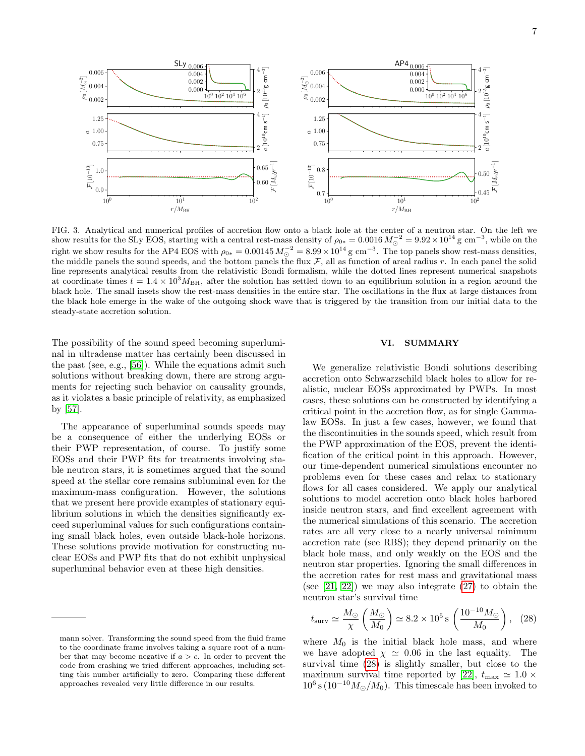FIG. 3. Analytical and numerical profiles of accretion flow onto a black hole at the center of a neutron star. On the left we show results for the SLy EOS, starting with a central rest-mass density of $\rho_{0*} = 0.0016\, M_\odot^{-2} = 9.92 \times 10^{14}$ g cm$^{-3}$, while on the right we show results for the AP4 EOS with $\rho_{0*} = 0.00145\, M_\odot^{-2} = 8.99 \times 10^{14}$ g cm$^{-3}$. The top panels show rest-mass densities, the middle panels the sound speeds, and the bottom panels the flux $\mathcal{F}$, all as function of areal radius $r$. In each panel the solid line represents analytical results from the relativistic Bondi formalism, while the dotted lines represent numerical snapshots at coordinate times $t = 1.4 \times 10^3 M_{\rm BH}$, after the solution has settled down to an equilibrium solution in a region around the black hole. The small insets show the rest-mass densities in the entire star. The oscillations in the flux at large distances from the black hole emerge in the wake of the outgoing shock wave that is triggered by the transition from our initial data to the steady-state accretion solution.

The possibility of the sound speed becoming superluminal in ultradense matter has certainly been discussed in the past (see, e.g., [56]). While the equations admit such solutions without breaking down, there are strong arguments for rejecting such behavior on causality grounds, as it violates a basic principle of relativity, as emphasized by [57].

The appearance of superluminal sounds speeds may be a consequence of either the underlying EOSs or their PWP representation, of course. To justify some EOSs and their PWP fits for treatments involving stable neutron stars, it is sometimes argued that the sound speed at the stellar core remains subluminal even for the maximum-mass configuration. However, the solutions that we present here provide examples of stationary equilibrium solutions in which the densities significantly exceed superluminal values for such configurations containing small black holes, even outside black-hole horizons. These solutions provide motivation for constructing nuclear EOSs and PWP fits that do not exhibit unphysical superluminal behavior even at these high densities.

mann solver. Transforming the sound speed from the fluid frame to the coordinate frame involves taking a square root of a number that may become negative if $a > c$. In order to prevent the code from crashing we tried different approaches, including setting this number artificially to zero. Comparing these different approaches revealed very little difference in our results.

## VI. SUMMARY

We generalize relativistic Bondi solutions describing accretion onto Schwarzschild black holes to allow for realistic, nuclear EOSs approximated by PWPs. In most cases, these solutions can be constructed by identifying a critical point in the accretion flow, as for single Gamma-law EOSs. In just a few cases, however, we found that the discontinuities in the sounds speed, which result from the PWP approximation of the EOS, prevent the identification of the critical point in this approach. However, our time-dependent numerical simulations encounter no problems even for these cases and relax to stationary flows for all cases considered. We apply our analytical solutions to model accretion onto black holes harbored inside neutron stars, and find excellent agreement with the numerical simulations of this scenario. The accretion rates are all very close to a nearly universal minimum accretion rate (see RBS); they depend primarily on the black hole mass, and only weakly on the EOS and the neutron star properties. Ignoring the small differences in the accretion rates for rest mass and gravitational mass (see [21, 22]) we may also integrate (27) to obtain the neutron star's survival time

$$t_{\rm surv} \simeq \frac{M_\odot}{\chi}\left(\frac{M_\odot}{M_0}\right) \simeq 8.2 \times 10^5\,{\rm s}\left(\frac{10^{-10}M_\odot}{M_0}\right), \quad (28)$$

where $M_0$ is the initial black hole mass, and where we have adopted $\chi \simeq 0.06$ in the last equality. The survival time (28) is slightly smaller, but close to the maximum survival time reported by [22], $t_{\rm max} \simeq 1.0 \times 10^6\,{\rm s}\,(10^{-10}M_\odot/M_0)$. This timescale has been invoked to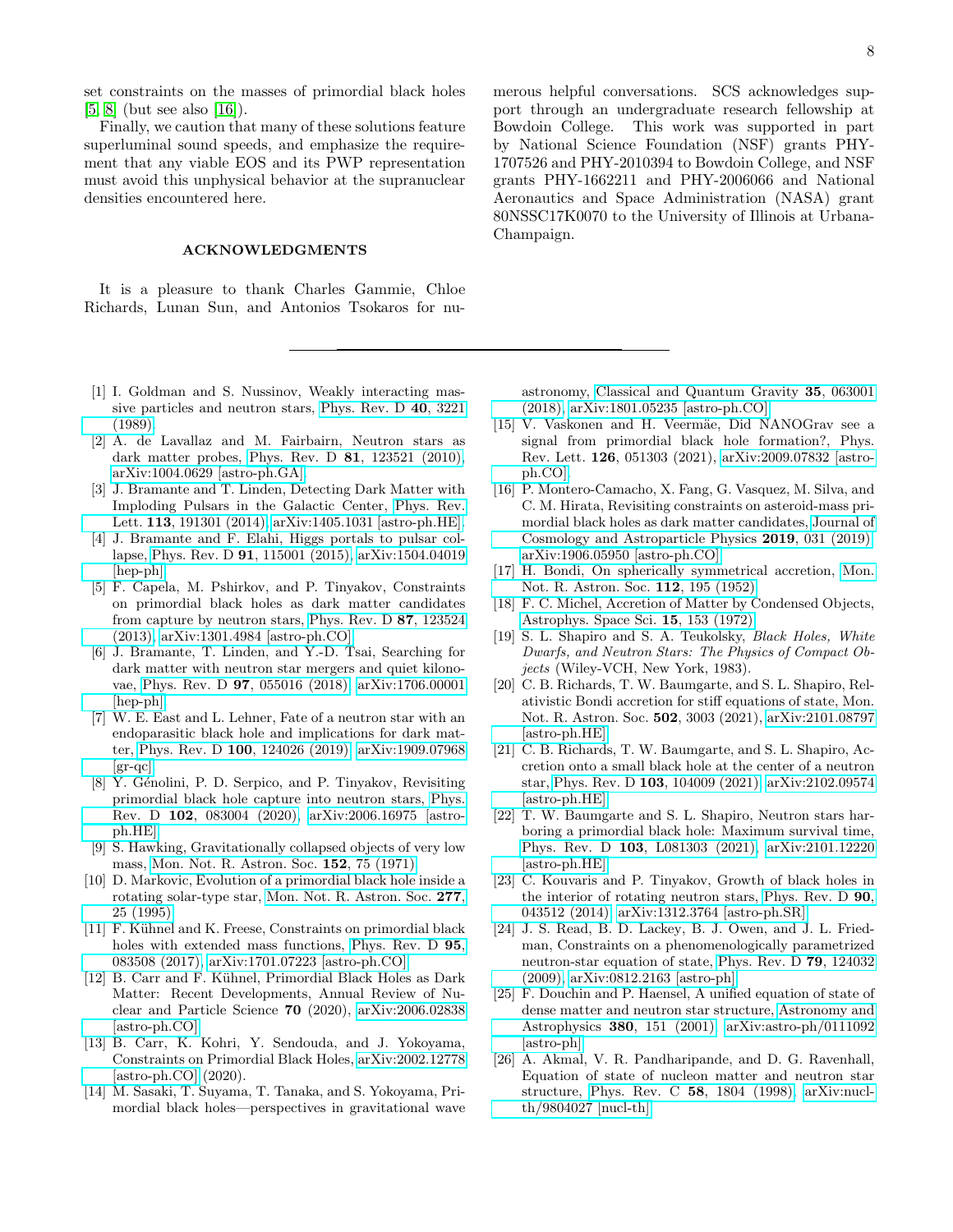set constraints on the masses of primordial black holes [5, 8] (but see also [16]).

Finally, we caution that many of these solutions feature superluminal sound speeds, and emphasize the requirement that any viable EOS and its PWP representation must avoid this unphysical behavior at the supranuclear densities encountered here.

## ACKNOWLEDGMENTS

It is a pleasure to thank Charles Gammie, Chloe Richards, Lunan Sun, and Antonios Tsokaros for numerous helpful conversations. SCS acknowledges support through an undergraduate research fellowship at Bowdoin College. This work was supported in part by National Science Foundation (NSF) grants PHY-1707526 and PHY-2010394 to Bowdoin College, and NSF grants PHY-1662211 and PHY-2006066 and National Aeronautics and Space Administration (NASA) grant 80NSSC17K0070 to the University of Illinois at Urbana-Champaign.

---

[1] I. Goldman and S. Nussinov, Weakly interacting massive particles and neutron stars, Phys. Rev. D **40**, 3221 (1989).

[2] A. de Lavallaz and M. Fairbairn, Neutron stars as dark matter probes, Phys. Rev. D **81**, 123521 (2010), arXiv:1004.0629 [astro-ph.GA].

[3] J. Bramante and T. Linden, Detecting Dark Matter with Imploding Pulsars in the Galactic Center, Phys. Rev. Lett. **113**, 191301 (2014), arXiv:1405.1031 [astro-ph.HE].

[4] J. Bramante and F. Elahi, Higgs portals to pulsar collapse, Phys. Rev. D **91**, 115001 (2015), arXiv:1504.04019 [hep-ph].

[5] F. Capela, M. Pshirkov, and P. Tinyakov, Constraints on primordial black holes as dark matter candidates from capture by neutron stars, Phys. Rev. D **87**, 123524 (2013), arXiv:1301.4984 [astro-ph.CO].

[6] J. Bramante, T. Linden, and Y.-D. Tsai, Searching for dark matter with neutron star mergers and quiet kilonovae, Phys. Rev. D **97**, 055016 (2018), arXiv:1706.00001 [hep-ph].

[7] W. E. East and L. Lehner, Fate of a neutron star with an endoparasitic black hole and implications for dark matter, Phys. Rev. D **100**, 124026 (2019), arXiv:1909.07968 [gr-qc].

[8] Y. Génolini, P. D. Serpico, and P. Tinyakov, Revisiting primordial black hole capture into neutron stars, Phys. Rev. D **102**, 083004 (2020), arXiv:2006.16975 [astro-ph.HE].

[9] S. Hawking, Gravitationally collapsed objects of very low mass, Mon. Not. R. Astron. Soc. **152**, 75 (1971).

[10] D. Markovic, Evolution of a primordial black hole inside a rotating solar-type star, Mon. Not. R. Astron. Soc. **277**, 25 (1995).

[11] F. Kühnel and K. Freese, Constraints on primordial black holes with extended mass functions, Phys. Rev. D **95**, 083508 (2017), arXiv:1701.07223 [astro-ph.CO].

[12] B. Carr and F. Kühnel, Primordial Black Holes as Dark Matter: Recent Developments, Annual Review of Nuclear and Particle Science **70** (2020), arXiv:2006.02838 [astro-ph.CO].

[13] B. Carr, K. Kohri, Y. Sendouda, and J. Yokoyama, Constraints on Primordial Black Holes, arXiv:2002.12778 [astro-ph.CO] (2020).

[14] M. Sasaki, T. Suyama, T. Tanaka, and S. Yokoyama, Primordial black holes—perspectives in gravitational wave astronomy, Classical and Quantum Gravity **35**, 063001 (2018), arXiv:1801.05235 [astro-ph.CO].

[15] V. Vaskonen and H. Veermäe, Did NANOGrav see a signal from primordial black hole formation?, Phys. Rev. Lett. **126**, 051303 (2021), arXiv:2009.07832 [astro-ph.CO].

[16] P. Montero-Camacho, X. Fang, G. Vasquez, M. Silva, and C. M. Hirata, Revisiting constraints on asteroid-mass primordial black holes as dark matter candidates, Journal of Cosmology and Astroparticle Physics **2019**, 031 (2019), arXiv:1906.05950 [astro-ph.CO].

[17] H. Bondi, On spherically symmetrical accretion, Mon. Not. R. Astron. Soc. **112**, 195 (1952).

[18] F. C. Michel, Accretion of Matter by Condensed Objects, Astrophys. Space Sci. **15**, 153 (1972).

[19] S. L. Shapiro and S. A. Teukolsky, *Black Holes, White Dwarfs, and Neutron Stars: The Physics of Compact Objects* (Wiley-VCH, New York, 1983).

[20] C. B. Richards, T. W. Baumgarte, and S. L. Shapiro, Relativistic Bondi accretion for stiff equations of state, Mon. Not. R. Astron. Soc. **502**, 3003 (2021), arXiv:2101.08797 [astro-ph.HE].

[21] C. B. Richards, T. W. Baumgarte, and S. L. Shapiro, Accretion onto a small black hole at the center of a neutron star, Phys. Rev. D **103**, 104009 (2021), arXiv:2102.09574 [astro-ph.HE].

[22] T. W. Baumgarte and S. L. Shapiro, Neutron stars harboring a primordial black hole: Maximum survival time, Phys. Rev. D **103**, L081303 (2021), arXiv:2101.12220 [astro-ph.HE].

[23] C. Kouvaris and P. Tinyakov, Growth of black holes in the interior of rotating neutron stars, Phys. Rev. D **90**, 043512 (2014), arXiv:1312.3764 [astro-ph.SR].

[24] J. S. Read, B. D. Lackey, B. J. Owen, and J. L. Friedman, Constraints on a phenomenologically parametrized neutron-star equation of state, Phys. Rev. D **79**, 124032 (2009), arXiv:0812.2163 [astro-ph].

[25] F. Douchin and P. Haensel, A unified equation of state of dense matter and neutron star structure, Astronomy and Astrophysics **380**, 151 (2001), arXiv:astro-ph/0111092 [astro-ph].

[26] A. Akmal, V. R. Pandharipande, and D. G. Ravenhall, Equation of state of nucleon matter and neutron star structure, Phys. Rev. C **58**, 1804 (1998), arXiv:nucl-th/9804027 [nucl-th].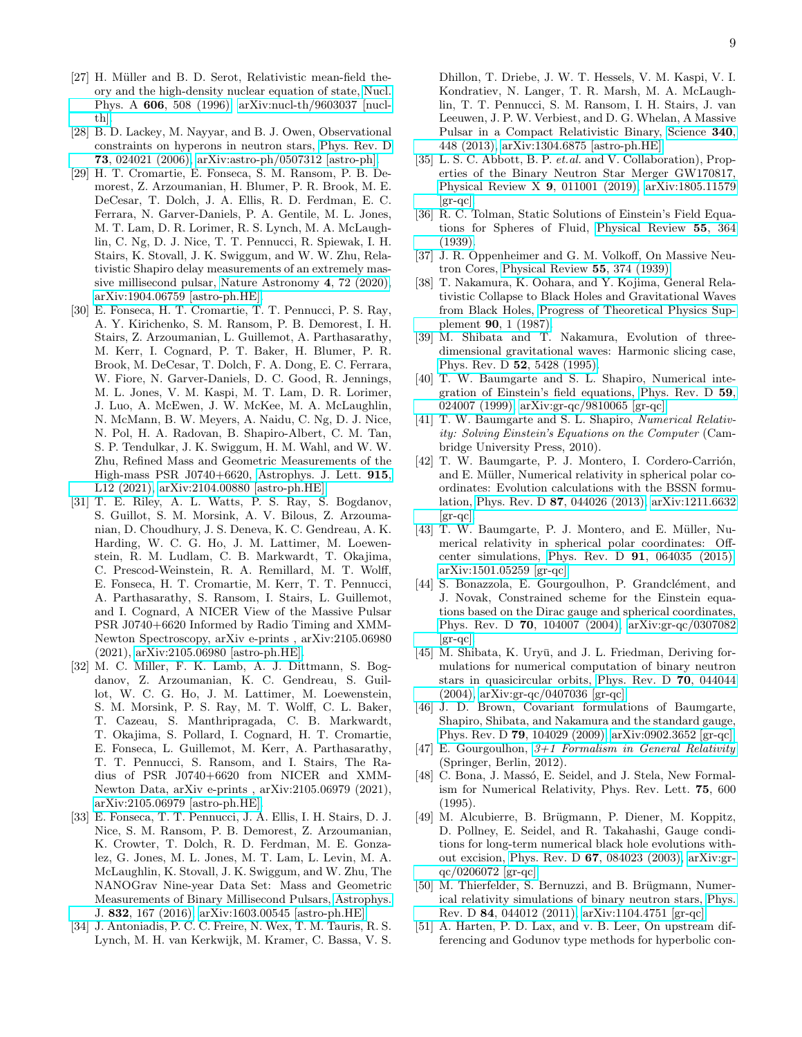[27] H. Müller and B. D. Serot, Relativistic mean-field theory and the high-density nuclear equation of state, Nucl. Phys. A **606**, 508 (1996), arXiv:nucl-th/9603037 [nucl-th].

[28] B. D. Lackey, M. Nayyar, and B. J. Owen, Observational constraints on hyperons in neutron stars, Phys. Rev. D **73**, 024021 (2006), arXiv:astro-ph/0507312 [astro-ph].

[29] H. T. Cromartie, E. Fonseca, S. M. Ransom, P. B. Demorest, Z. Arzoumanian, H. Blumer, P. R. Brook, M. E. DeCesar, T. Dolch, J. A. Ellis, R. D. Ferdman, E. C. Ferrara, N. Garver-Daniels, P. A. Gentile, M. L. Jones, M. T. Lam, D. R. Lorimer, R. S. Lynch, M. A. McLaughlin, C. Ng, D. J. Nice, T. T. Pennucci, R. Spiewak, I. H. Stairs, K. Stovall, J. K. Swiggum, and W. W. Zhu, Relativistic Shapiro delay measurements of an extremely massive millisecond pulsar, Nature Astronomy **4**, 72 (2020), arXiv:1904.06759 [astro-ph.HE].

[30] E. Fonseca, H. T. Cromartie, T. T. Pennucci, P. S. Ray, A. Y. Kirichenko, S. M. Ransom, P. B. Demorest, I. H. Stairs, Z. Arzoumanian, L. Guillemot, A. Parthasarathy, M. Kerr, I. Cognard, P. T. Baker, H. Blumer, P. R. Brook, M. DeCesar, T. Dolch, F. A. Dong, E. C. Ferrara, W. Fiore, N. Garver-Daniels, D. C. Good, R. Jennings, M. L. Jones, V. M. Kaspi, M. T. Lam, D. R. Lorimer, J. Luo, A. McEwen, J. W. McKee, M. A. McLaughlin, N. McMann, B. W. Meyers, A. Naidu, C. Ng, D. J. Nice, N. Pol, H. A. Radovan, B. Shapiro-Albert, C. M. Tan, S. P. Tendulkar, J. K. Swiggum, H. M. Wahl, and W. W. Zhu, Refined Mass and Geometric Measurements of the High-mass PSR J0740+6620, Astrophys. J. Lett. **915**, L12 (2021), arXiv:2104.00880 [astro-ph.HE].

[31] T. E. Riley, A. L. Watts, P. S. Ray, S. Bogdanov, S. Guillot, S. M. Morsink, A. V. Bilous, Z. Arzoumanian, D. Choudhury, J. S. Deneva, K. C. Gendreau, A. K. Harding, W. C. G. Ho, J. M. Lattimer, M. Loewenstein, R. M. Ludlam, C. B. Markwardt, T. Okajima, C. Prescod-Weinstein, R. A. Remillard, M. T. Wolff, E. Fonseca, H. T. Cromartie, M. Kerr, T. T. Pennucci, A. Parthasarathy, S. Ransom, I. Stairs, L. Guillemot, and I. Cognard, A NICER View of the Massive Pulsar PSR J0740+6620 Informed by Radio Timing and XMM-Newton Spectroscopy, arXiv e-prints , arXiv:2105.06980 (2021), arXiv:2105.06980 [astro-ph.HE].

[32] M. C. Miller, F. K. Lamb, A. J. Dittmann, S. Bogdanov, Z. Arzoumanian, K. C. Gendreau, S. Guillot, W. C. G. Ho, J. M. Lattimer, M. Loewenstein, S. M. Morsink, P. S. Ray, M. T. Wolff, C. L. Baker, T. Cazeau, S. Manthripragada, C. B. Markwardt, T. Okajima, S. Pollard, I. Cognard, H. T. Cromartie, E. Fonseca, L. Guillemot, M. Kerr, A. Parthasarathy, T. T. Pennucci, S. Ransom, and I. Stairs, The Radius of PSR J0740+6620 from NICER and XMM-Newton Data, arXiv e-prints , arXiv:2105.06979 (2021), arXiv:2105.06979 [astro-ph.HE].

[33] E. Fonseca, T. T. Pennucci, J. A. Ellis, I. H. Stairs, D. J. Nice, S. M. Ransom, P. B. Demorest, Z. Arzoumanian, K. Crowter, T. Dolch, R. D. Ferdman, M. E. Gonzalez, G. Jones, M. L. Jones, M. T. Lam, L. Levin, M. A. McLaughlin, K. Stovall, J. K. Swiggum, and W. Zhu, The NANOGrav Nine-year Data Set: Mass and Geometric Measurements of Binary Millisecond Pulsars, Astrophys. J. **832**, 167 (2016), arXiv:1603.00545 [astro-ph.HE].

[34] J. Antoniadis, P. C. C. Freire, N. Wex, T. M. Tauris, R. S. Lynch, M. H. van Kerkwijk, M. Kramer, C. Bassa, V. S. Dhillon, T. Driebe, J. W. T. Hessels, V. M. Kaspi, V. I. Kondratiev, N. Langer, T. R. Marsh, M. A. McLaughlin, T. T. Pennucci, S. M. Ransom, I. H. Stairs, J. van Leeuwen, J. P. W. Verbiest, and D. G. Whelan, A Massive Pulsar in a Compact Relativistic Binary, Science **340**, 448 (2013), arXiv:1304.6875 [astro-ph.HE].

[35] L. S. C. Abbott, B. P. *et.al.* and V. Collaboration), Properties of the Binary Neutron Star Merger GW170817, Physical Review X **9**, 011001 (2019), arXiv:1805.11579 [gr-qc].

[36] R. C. Tolman, Static Solutions of Einstein's Field Equations for Spheres of Fluid, Physical Review **55**, 364 (1939).

[37] J. R. Oppenheimer and G. M. Volkoff, On Massive Neutron Cores, Physical Review **55**, 374 (1939).

[38] T. Nakamura, K. Oohara, and Y. Kojima, General Relativistic Collapse to Black Holes and Gravitational Waves from Black Holes, Progress of Theoretical Physics Supplement **90**, 1 (1987).

[39] M. Shibata and T. Nakamura, Evolution of three-dimensional gravitational waves: Harmonic slicing case, Phys. Rev. D **52**, 5428 (1995).

[40] T. W. Baumgarte and S. L. Shapiro, Numerical integration of Einstein's field equations, Phys. Rev. D **59**, 024007 (1999), arXiv:gr-qc/9810065 [gr-qc].

[41] T. W. Baumgarte and S. L. Shapiro, *Numerical Relativity: Solving Einstein's Equations on the Computer* (Cambridge University Press, 2010).

[42] T. W. Baumgarte, P. J. Montero, I. Cordero-Carrión, and E. Müller, Numerical relativity in spherical polar coordinates: Evolution calculations with the BSSN formulation, Phys. Rev. D **87**, 044026 (2013), arXiv:1211.6632 [gr-qc].

[43] T. W. Baumgarte, P. J. Montero, and E. Müller, Numerical relativity in spherical polar coordinates: Off-center simulations, Phys. Rev. D **91**, 064035 (2015), arXiv:1501.05259 [gr-qc].

[44] S. Bonazzola, E. Gourgoulhon, P. Grandclément, and J. Novak, Constrained scheme for the Einstein equations based on the Dirac gauge and spherical coordinates, Phys. Rev. D **70**, 104007 (2004), arXiv:gr-qc/0307082 [gr-qc].

[45] M. Shibata, K. Uryū, and J. L. Friedman, Deriving formulations for numerical computation of binary neutron stars in quasicircular orbits, Phys. Rev. D **70**, 044044 (2004), arXiv:gr-qc/0407036 [gr-qc].

[46] J. D. Brown, Covariant formulations of Baumgarte, Shapiro, Shibata, and Nakamura and the standard gauge, Phys. Rev. D **79**, 104029 (2009), arXiv:0902.3652 [gr-qc].

[47] E. Gourgoulhon, *3+1 Formalism in General Relativity* (Springer, Berlin, 2012).

[48] C. Bona, J. Massó, E. Seidel, and J. Stela, New Formalism for Numerical Relativity, Phys. Rev. Lett. **75**, 600 (1995).

[49] M. Alcubierre, B. Brügmann, P. Diener, M. Koppitz, D. Pollney, E. Seidel, and R. Takahashi, Gauge conditions for long-term numerical black hole evolutions without excision, Phys. Rev. D **67**, 084023 (2003), arXiv:gr-qc/0206072 [gr-qc].

[50] M. Thierfelder, S. Bernuzzi, and B. Brügmann, Numerical relativity simulations of binary neutron stars, Phys. Rev. D **84**, 044012 (2011), arXiv:1104.4751 [gr-qc].

[51] A. Harten, P. D. Lax, and v. B. Leer, On upstream differencing and Godunov type methods for hyperbolic con-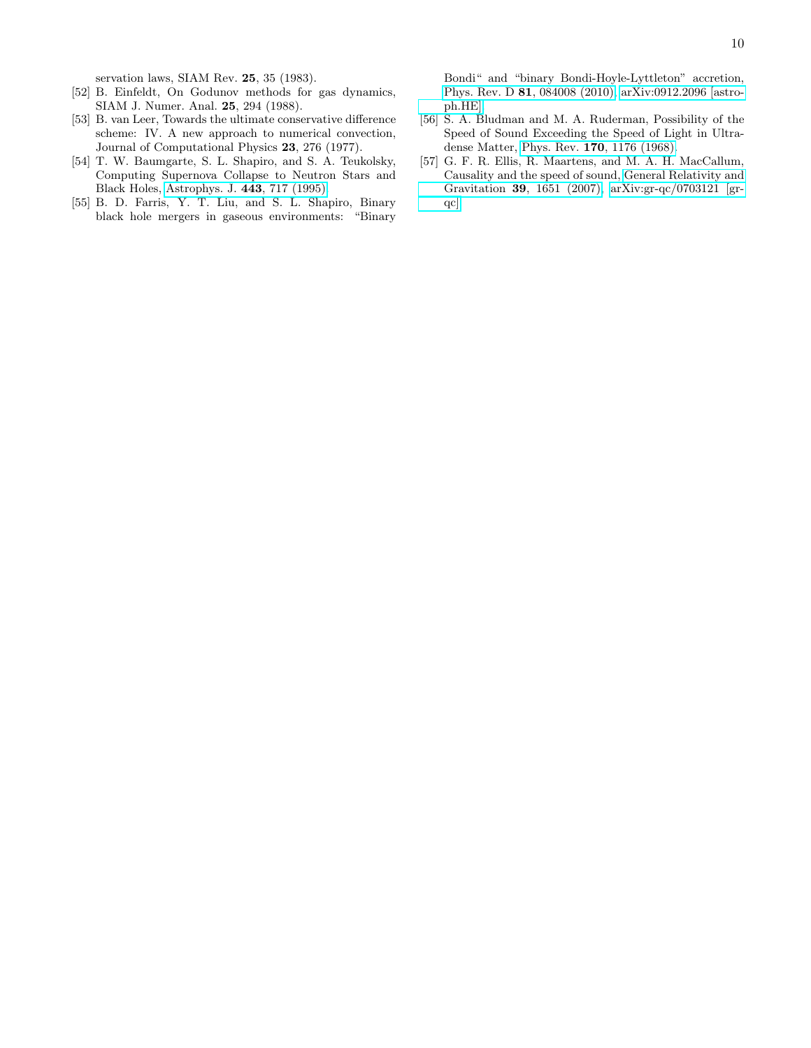servation laws, SIAM Rev. **25**, 35 (1983).

[52] B. Einfeldt, On Godunov methods for gas dynamics, SIAM J. Numer. Anal. **25**, 294 (1988).

[53] B. van Leer, Towards the ultimate conservative difference scheme: IV. A new approach to numerical convection, Journal of Computational Physics **23**, 276 (1977).

[54] T. W. Baumgarte, S. L. Shapiro, and S. A. Teukolsky, Computing Supernova Collapse to Neutron Stars and Black Holes, Astrophys. J. **443**, 717 (1995).

[55] B. D. Farris, Y. T. Liu, and S. L. Shapiro, Binary black hole mergers in gaseous environments: "Binary Bondi" and "binary Bondi-Hoyle-Lyttleton" accretion, Phys. Rev. D **81**, 084008 (2010), arXiv:0912.2096 [astro-ph.HE].

[56] S. A. Bludman and M. A. Ruderman, Possibility of the Speed of Sound Exceeding the Speed of Light in Ultradense Matter, Phys. Rev. **170**, 1176 (1968).

[57] G. F. R. Ellis, R. Maartens, and M. A. H. MacCallum, Causality and the speed of sound, General Relativity and Gravitation **39**, 1651 (2007), arXiv:gr-qc/0703121 [gr-qc].